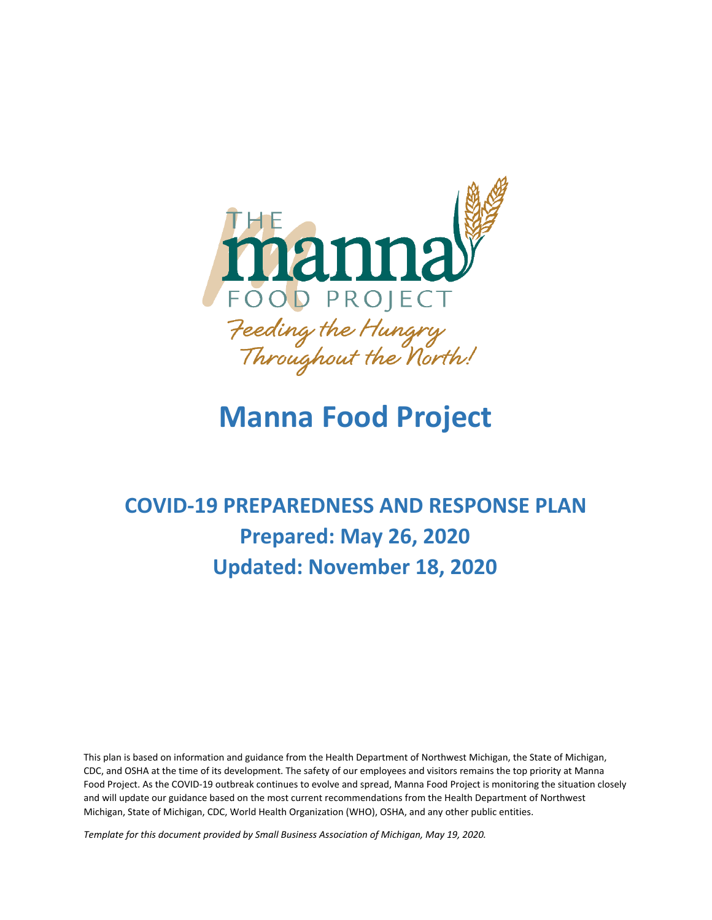THE manna FOOD PROJECT

*Feeding the Hungry Throughout the North!*

# Manna Food Project

## COVID-19 PREPAREDNESS AND RESPONSE PLAN

## Prepared: May 26, 2020

## Updated: November 18, 2020

This plan is based on information and guidance from the Health Department of Northwest Michigan, the State of Michigan, CDC, and OSHA at the time of its development. The safety of our employees and visitors remains the top priority at Manna Food Project. As the COVID-19 outbreak continues to evolve and spread, Manna Food Project is monitoring the situation closely and will update our guidance based on the most current recommendations from the Health Department of Northwest Michigan, State of Michigan, CDC, World Health Organization (WHO), OSHA, and any other public entities.

*Template for this document provided by Small Business Association of Michigan, May 19, 2020.*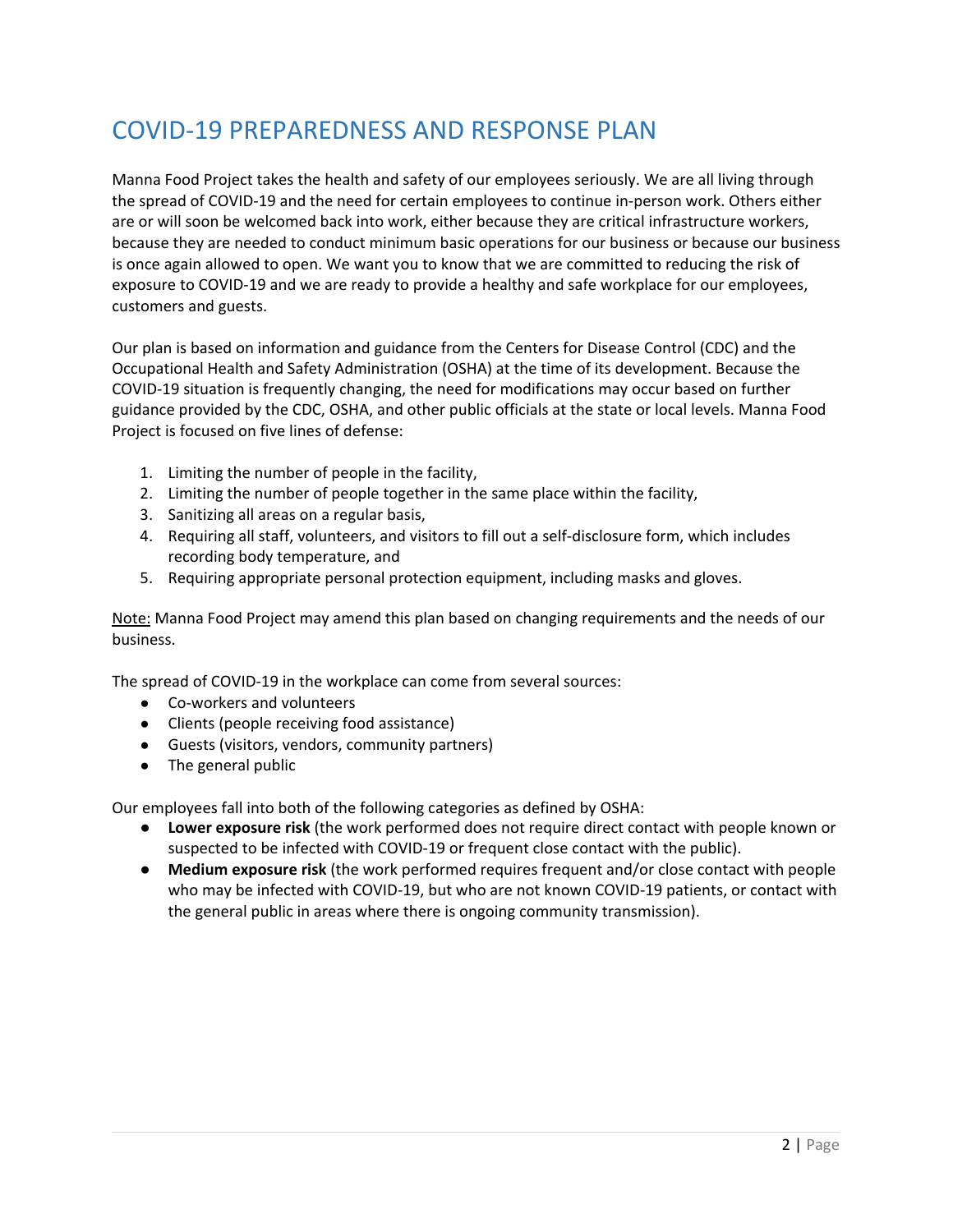# COVID-19 PREPAREDNESS AND RESPONSE PLAN

Manna Food Project takes the health and safety of our employees seriously. We are all living through the spread of COVID-19 and the need for certain employees to continue in-person work. Others either are or will soon be welcomed back into work, either because they are critical infrastructure workers, because they are needed to conduct minimum basic operations for our business or because our business is once again allowed to open. We want you to know that we are committed to reducing the risk of exposure to COVID-19 and we are ready to provide a healthy and safe workplace for our employees, customers and guests.

Our plan is based on information and guidance from the Centers for Disease Control (CDC) and the Occupational Health and Safety Administration (OSHA) at the time of its development. Because the COVID-19 situation is frequently changing, the need for modifications may occur based on further guidance provided by the CDC, OSHA, and other public officials at the state or local levels. Manna Food Project is focused on five lines of defense:

1. Limiting the number of people in the facility,
2. Limiting the number of people together in the same place within the facility,
3. Sanitizing all areas on a regular basis,
4. Requiring all staff, volunteers, and visitors to fill out a self-disclosure form, which includes recording body temperature, and
5. Requiring appropriate personal protection equipment, including masks and gloves.

<u>Note:</u> Manna Food Project may amend this plan based on changing requirements and the needs of our business.

The spread of COVID-19 in the workplace can come from several sources:

- Co-workers and volunteers
- Clients (people receiving food assistance)
- Guests (visitors, vendors, community partners)
- The general public

Our employees fall into both of the following categories as defined by OSHA:

- **Lower exposure risk** (the work performed does not require direct contact with people known or suspected to be infected with COVID-19 or frequent close contact with the public).
- **Medium exposure risk** (the work performed requires frequent and/or close contact with people who may be infected with COVID-19, but who are not known COVID-19 patients, or contact with the general public in areas where there is ongoing community transmission).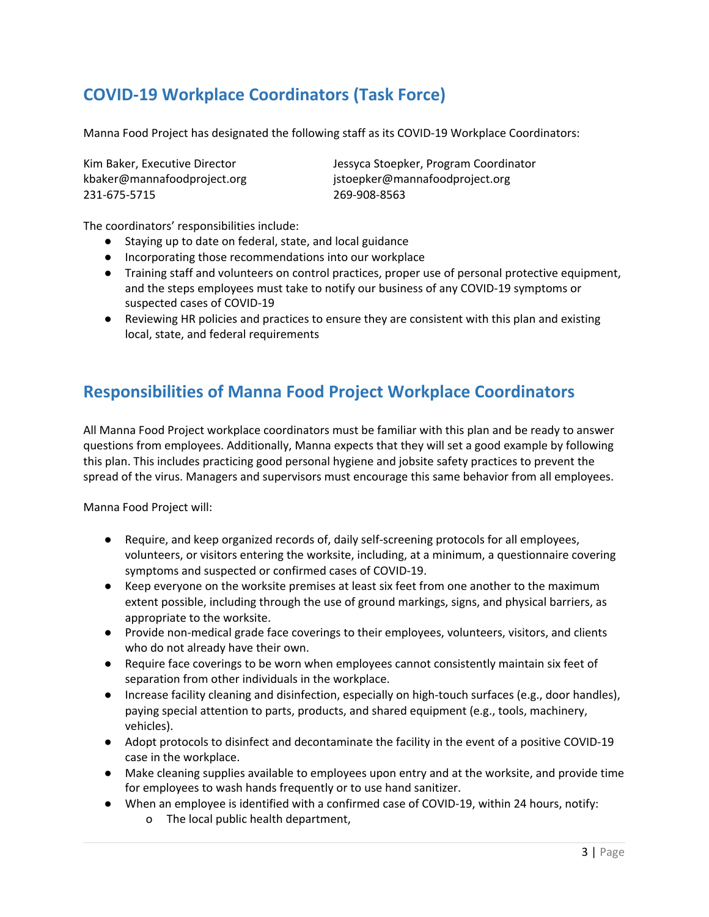## COVID-19 Workplace Coordinators (Task Force)

Manna Food Project has designated the following staff as its COVID-19 Workplace Coordinators:

Kim Baker, Executive Director
kbaker@mannafoodproject.org
231-675-5715

Jessyca Stoepker, Program Coordinator
jstoepker@mannafoodproject.org
269-908-8563

The coordinators' responsibilities include:

- Staying up to date on federal, state, and local guidance
- Incorporating those recommendations into our workplace
- Training staff and volunteers on control practices, proper use of personal protective equipment, and the steps employees must take to notify our business of any COVID-19 symptoms or suspected cases of COVID-19
- Reviewing HR policies and practices to ensure they are consistent with this plan and existing local, state, and federal requirements

## Responsibilities of Manna Food Project Workplace Coordinators

All Manna Food Project workplace coordinators must be familiar with this plan and be ready to answer questions from employees. Additionally, Manna expects that they will set a good example by following this plan. This includes practicing good personal hygiene and jobsite safety practices to prevent the spread of the virus. Managers and supervisors must encourage this same behavior from all employees.

Manna Food Project will:

- Require, and keep organized records of, daily self-screening protocols for all employees, volunteers, or visitors entering the worksite, including, at a minimum, a questionnaire covering symptoms and suspected or confirmed cases of COVID-19.
- Keep everyone on the worksite premises at least six feet from one another to the maximum extent possible, including through the use of ground markings, signs, and physical barriers, as appropriate to the worksite.
- Provide non-medical grade face coverings to their employees, volunteers, visitors, and clients who do not already have their own.
- Require face coverings to be worn when employees cannot consistently maintain six feet of separation from other individuals in the workplace.
- Increase facility cleaning and disinfection, especially on high-touch surfaces (e.g., door handles), paying special attention to parts, products, and shared equipment (e.g., tools, machinery, vehicles).
- Adopt protocols to disinfect and decontaminate the facility in the event of a positive COVID-19 case in the workplace.
- Make cleaning supplies available to employees upon entry and at the worksite, and provide time for employees to wash hands frequently or to use hand sanitizer.
- When an employee is identified with a confirmed case of COVID-19, within 24 hours, notify:
    - The local public health department,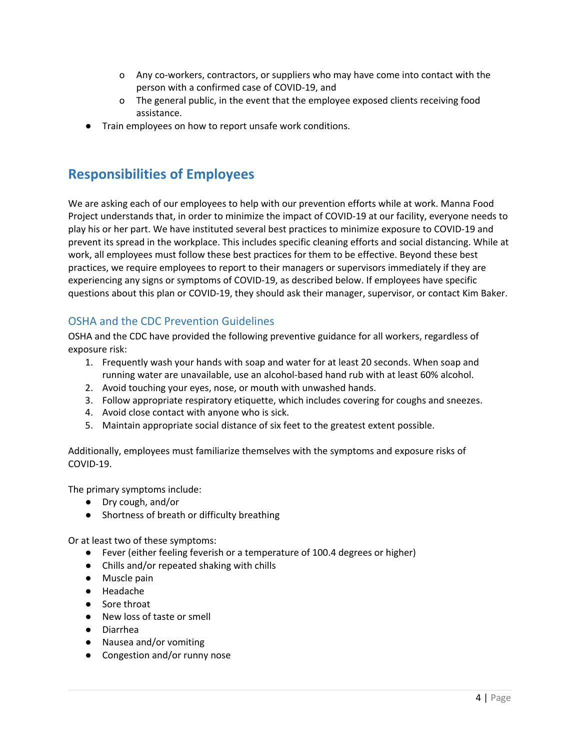- Any co-workers, contractors, or suppliers who may have come into contact with the person with a confirmed case of COVID-19, and
   - The general public, in the event that the employee exposed clients receiving food assistance.
- Train employees on how to report unsafe work conditions.

## Responsibilities of Employees

We are asking each of our employees to help with our prevention efforts while at work. Manna Food Project understands that, in order to minimize the impact of COVID-19 at our facility, everyone needs to play his or her part. We have instituted several best practices to minimize exposure to COVID-19 and prevent its spread in the workplace. This includes specific cleaning efforts and social distancing. While at work, all employees must follow these best practices for them to be effective. Beyond these best practices, we require employees to report to their managers or supervisors immediately if they are experiencing any signs or symptoms of COVID-19, as described below. If employees have specific questions about this plan or COVID-19, they should ask their manager, supervisor, or contact Kim Baker.

### OSHA and the CDC Prevention Guidelines

OSHA and the CDC have provided the following preventive guidance for all workers, regardless of exposure risk:

1. Frequently wash your hands with soap and water for at least 20 seconds. When soap and running water are unavailable, use an alcohol-based hand rub with at least 60% alcohol.
2. Avoid touching your eyes, nose, or mouth with unwashed hands.
3. Follow appropriate respiratory etiquette, which includes covering for coughs and sneezes.
4. Avoid close contact with anyone who is sick.
5. Maintain appropriate social distance of six feet to the greatest extent possible.

Additionally, employees must familiarize themselves with the symptoms and exposure risks of COVID-19.

The primary symptoms include:

- Dry cough, and/or
- Shortness of breath or difficulty breathing

Or at least two of these symptoms:

- Fever (either feeling feverish or a temperature of 100.4 degrees or higher)
- Chills and/or repeated shaking with chills
- Muscle pain
- Headache
- Sore throat
- New loss of taste or smell
- Diarrhea
- Nausea and/or vomiting
- Congestion and/or runny nose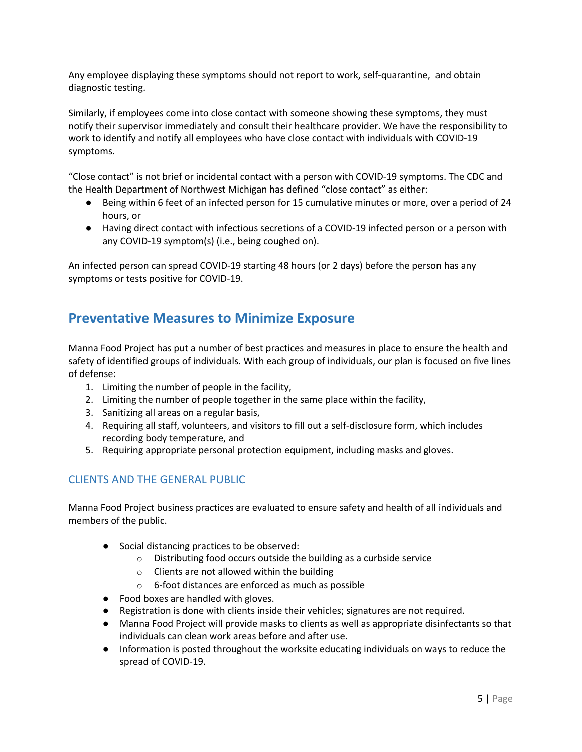Any employee displaying these symptoms should not report to work, self-quarantine, and obtain diagnostic testing.

Similarly, if employees come into close contact with someone showing these symptoms, they must notify their supervisor immediately and consult their healthcare provider. We have the responsibility to work to identify and notify all employees who have close contact with individuals with COVID-19 symptoms.

"Close contact" is not brief or incidental contact with a person with COVID-19 symptoms. The CDC and the Health Department of Northwest Michigan has defined "close contact" as either:

- Being within 6 feet of an infected person for 15 cumulative minutes or more, over a period of 24 hours, or
- Having direct contact with infectious secretions of a COVID-19 infected person or a person with any COVID-19 symptom(s) (i.e., being coughed on).

An infected person can spread COVID-19 starting 48 hours (or 2 days) before the person has any symptoms or tests positive for COVID-19.

## Preventative Measures to Minimize Exposure

Manna Food Project has put a number of best practices and measures in place to ensure the health and safety of identified groups of individuals. With each group of individuals, our plan is focused on five lines of defense:

1. Limiting the number of people in the facility,
2. Limiting the number of people together in the same place within the facility,
3. Sanitizing all areas on a regular basis,
4. Requiring all staff, volunteers, and visitors to fill out a self-disclosure form, which includes recording body temperature, and
5. Requiring appropriate personal protection equipment, including masks and gloves.

### CLIENTS AND THE GENERAL PUBLIC

Manna Food Project business practices are evaluated to ensure safety and health of all individuals and members of the public.

- Social distancing practices to be observed:
  - Distributing food occurs outside the building as a curbside service
  - Clients are not allowed within the building
  - 6-foot distances are enforced as much as possible
- Food boxes are handled with gloves.
- Registration is done with clients inside their vehicles; signatures are not required.
- Manna Food Project will provide masks to clients as well as appropriate disinfectants so that individuals can clean work areas before and after use.
- Information is posted throughout the worksite educating individuals on ways to reduce the spread of COVID-19.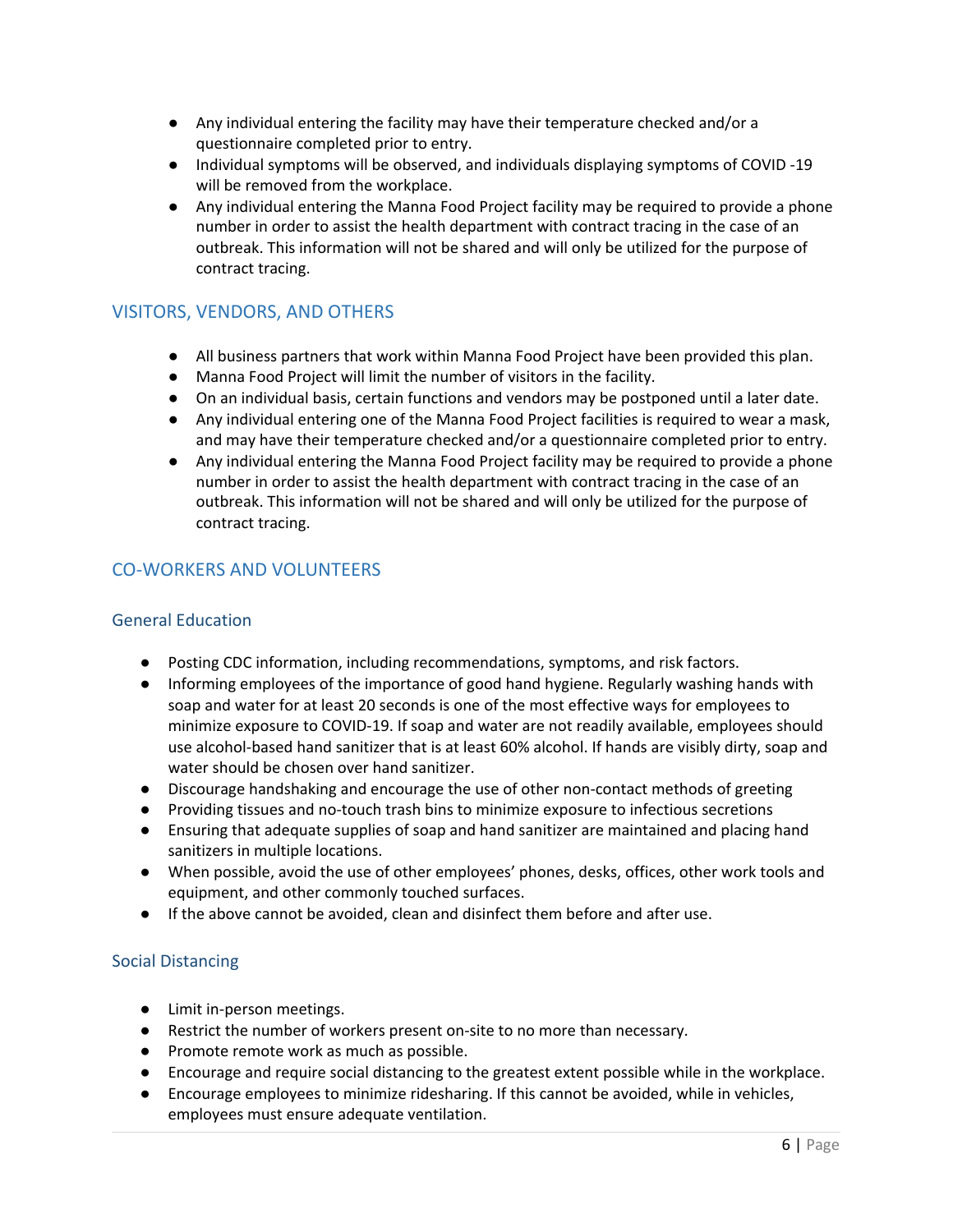- Any individual entering the facility may have their temperature checked and/or a questionnaire completed prior to entry.
- Individual symptoms will be observed, and individuals displaying symptoms of COVID -19 will be removed from the workplace.
- Any individual entering the Manna Food Project facility may be required to provide a phone number in order to assist the health department with contract tracing in the case of an outbreak. This information will not be shared and will only be utilized for the purpose of contract tracing.

## VISITORS, VENDORS, AND OTHERS

- All business partners that work within Manna Food Project have been provided this plan.
- Manna Food Project will limit the number of visitors in the facility.
- On an individual basis, certain functions and vendors may be postponed until a later date.
- Any individual entering one of the Manna Food Project facilities is required to wear a mask, and may have their temperature checked and/or a questionnaire completed prior to entry.
- Any individual entering the Manna Food Project facility may be required to provide a phone number in order to assist the health department with contract tracing in the case of an outbreak. This information will not be shared and will only be utilized for the purpose of contract tracing.

## CO-WORKERS AND VOLUNTEERS

### General Education

- Posting CDC information, including recommendations, symptoms, and risk factors.
- Informing employees of the importance of good hand hygiene. Regularly washing hands with soap and water for at least 20 seconds is one of the most effective ways for employees to minimize exposure to COVID-19. If soap and water are not readily available, employees should use alcohol-based hand sanitizer that is at least 60% alcohol. If hands are visibly dirty, soap and water should be chosen over hand sanitizer.
- Discourage handshaking and encourage the use of other non-contact methods of greeting
- Providing tissues and no-touch trash bins to minimize exposure to infectious secretions
- Ensuring that adequate supplies of soap and hand sanitizer are maintained and placing hand sanitizers in multiple locations.
- When possible, avoid the use of other employees' phones, desks, offices, other work tools and equipment, and other commonly touched surfaces.
- If the above cannot be avoided, clean and disinfect them before and after use.

### Social Distancing

- Limit in-person meetings.
- Restrict the number of workers present on-site to no more than necessary.
- Promote remote work as much as possible.
- Encourage and require social distancing to the greatest extent possible while in the workplace.
- Encourage employees to minimize ridesharing. If this cannot be avoided, while in vehicles, employees must ensure adequate ventilation.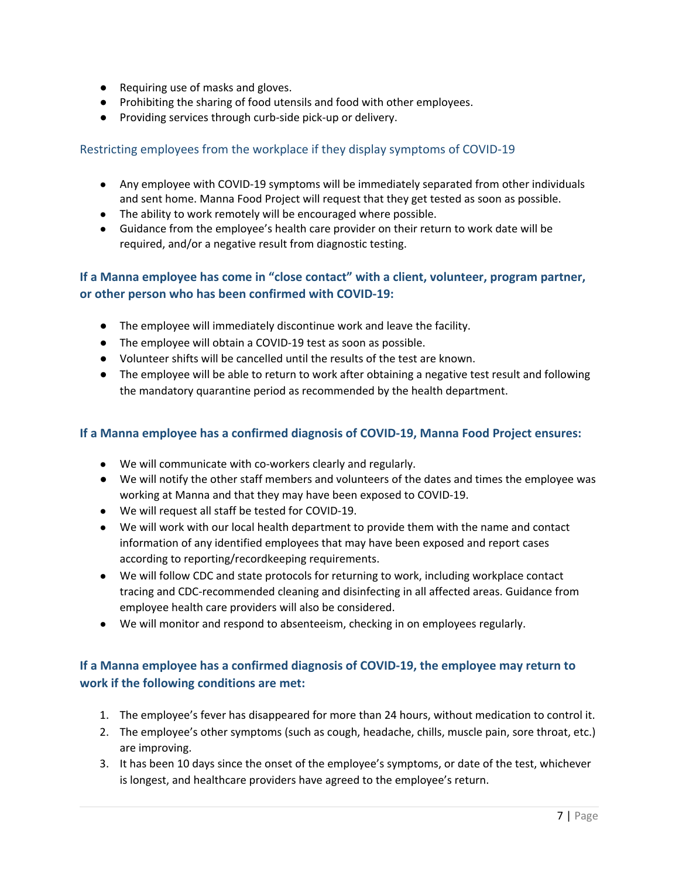- Requiring use of masks and gloves.
- Prohibiting the sharing of food utensils and food with other employees.
- Providing services through curb-side pick-up or delivery.

### Restricting employees from the workplace if they display symptoms of COVID-19

- Any employee with COVID-19 symptoms will be immediately separated from other individuals and sent home. Manna Food Project will request that they get tested as soon as possible.
- The ability to work remotely will be encouraged where possible.
- Guidance from the employee's health care provider on their return to work date will be required, and/or a negative result from diagnostic testing.

### **If a Manna employee has come in "close contact" with a client, volunteer, program partner, or other person who has been confirmed with COVID-19:**

- The employee will immediately discontinue work and leave the facility.
- The employee will obtain a COVID-19 test as soon as possible.
- Volunteer shifts will be cancelled until the results of the test are known.
- The employee will be able to return to work after obtaining a negative test result and following the mandatory quarantine period as recommended by the health department.

### **If a Manna employee has a confirmed diagnosis of COVID-19, Manna Food Project ensures:**

- We will communicate with co-workers clearly and regularly.
- We will notify the other staff members and volunteers of the dates and times the employee was working at Manna and that they may have been exposed to COVID-19.
- We will request all staff be tested for COVID-19.
- We will work with our local health department to provide them with the name and contact information of any identified employees that may have been exposed and report cases according to reporting/recordkeeping requirements.
- We will follow CDC and state protocols for returning to work, including workplace contact tracing and CDC-recommended cleaning and disinfecting in all affected areas. Guidance from employee health care providers will also be considered.
- We will monitor and respond to absenteeism, checking in on employees regularly.

### **If a Manna employee has a confirmed diagnosis of COVID-19, the employee may return to work if the following conditions are met:**

1. The employee's fever has disappeared for more than 24 hours, without medication to control it.
2. The employee's other symptoms (such as cough, headache, chills, muscle pain, sore throat, etc.) are improving.
3. It has been 10 days since the onset of the employee's symptoms, or date of the test, whichever is longest, and healthcare providers have agreed to the employee's return.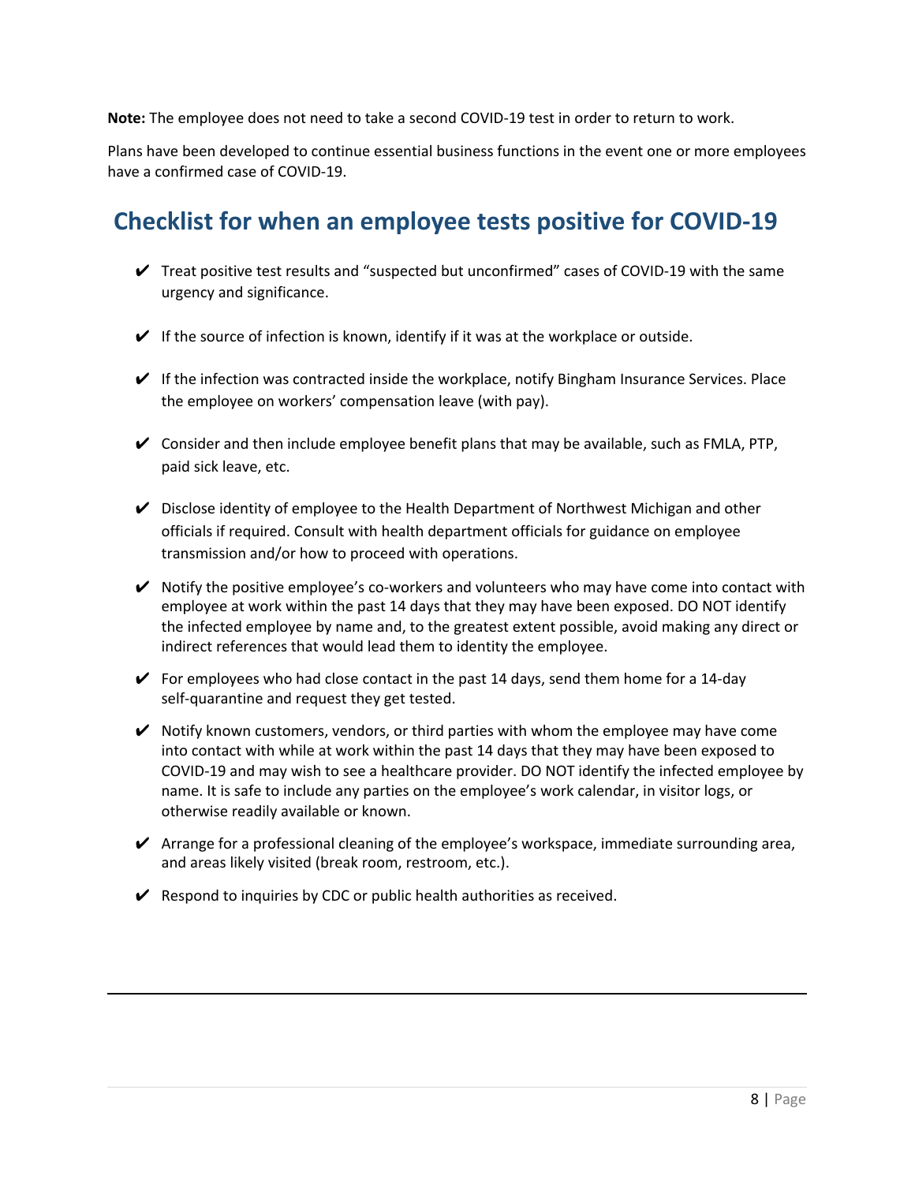**Note:** The employee does not need to take a second COVID-19 test in order to return to work.

Plans have been developed to continue essential business functions in the event one or more employees have a confirmed case of COVID-19.

## Checklist for when an employee tests positive for COVID-19

- ✔ Treat positive test results and "suspected but unconfirmed" cases of COVID-19 with the same urgency and significance.
- ✔ If the source of infection is known, identify if it was at the workplace or outside.
- ✔ If the infection was contracted inside the workplace, notify Bingham Insurance Services. Place the employee on workers' compensation leave (with pay).
- ✔ Consider and then include employee benefit plans that may be available, such as FMLA, PTP, paid sick leave, etc.
- ✔ Disclose identity of employee to the Health Department of Northwest Michigan and other officials if required. Consult with health department officials for guidance on employee transmission and/or how to proceed with operations.
- ✔ Notify the positive employee's co-workers and volunteers who may have come into contact with employee at work within the past 14 days that they may have been exposed. DO NOT identify the infected employee by name and, to the greatest extent possible, avoid making any direct or indirect references that would lead them to identity the employee.
- ✔ For employees who had close contact in the past 14 days, send them home for a 14-day self-quarantine and request they get tested.
- ✔ Notify known customers, vendors, or third parties with whom the employee may have come into contact with while at work within the past 14 days that they may have been exposed to COVID-19 and may wish to see a healthcare provider. DO NOT identify the infected employee by name. It is safe to include any parties on the employee's work calendar, in visitor logs, or otherwise readily available or known.
- ✔ Arrange for a professional cleaning of the employee's workspace, immediate surrounding area, and areas likely visited (break room, restroom, etc.).
- ✔ Respond to inquiries by CDC or public health authorities as received.